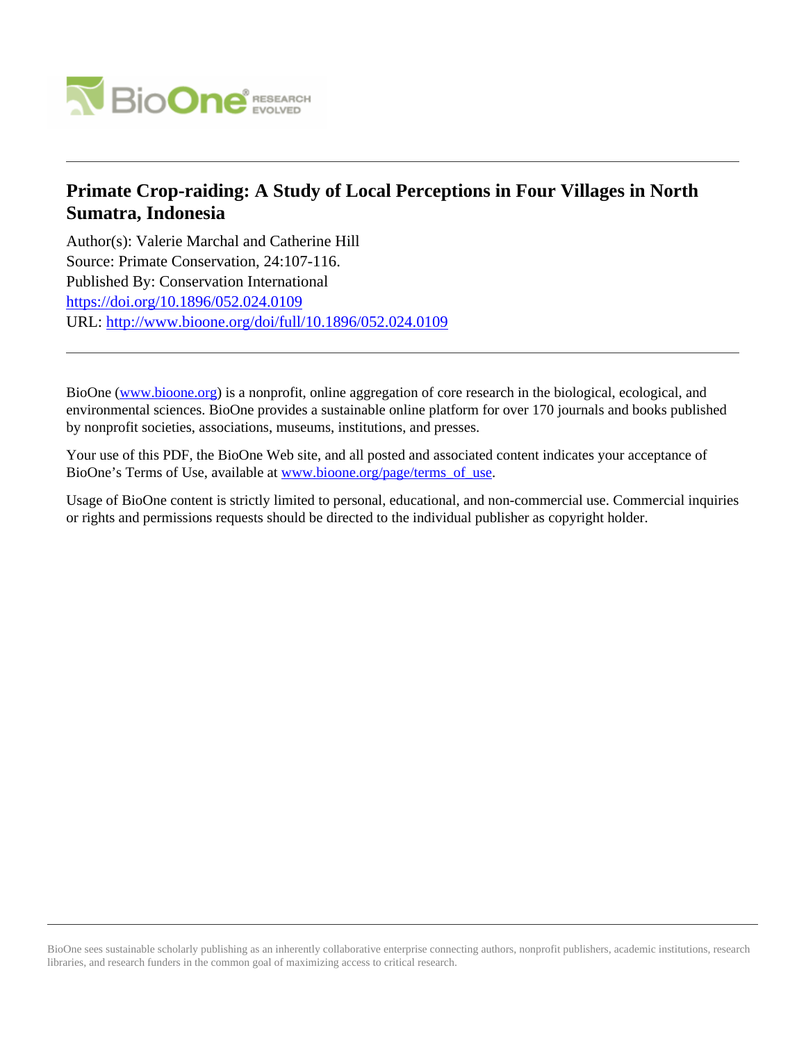# Primate Crop-raiding: A Study of Local Perceptions in Four Villages in North Sumatra, Indonesia

Author(s): Valerie Marchal and Catherine Hill

Source: Primate Conservation, 24:107-116.

Published By: Conservation International

https://doi.org/10.1896/052.024.0109

URL: http://www.bioone.org/doi/full/10.1896/052.024.0109

---

BioOne (www.bioone.org) is a nonprofit, online aggregation of core research in the biological, ecological, and environmental sciences. BioOne provides a sustainable online platform for over 170 journals and books published by nonprofit societies, associations, museums, institutions, and presses.

Your use of this PDF, the BioOne Web site, and all posted and associated content indicates your acceptance of BioOne's Terms of Use, available at www.bioone.org/page/terms_of_use.

Usage of BioOne content is strictly limited to personal, educational, and non-commercial use. Commercial inquiries or rights and permissions requests should be directed to the individual publisher as copyright holder.

---

BioOne sees sustainable scholarly publishing as an inherently collaborative enterprise connecting authors, nonprofit publishers, academic institutions, research libraries, and research funders in the common goal of maximizing access to critical research.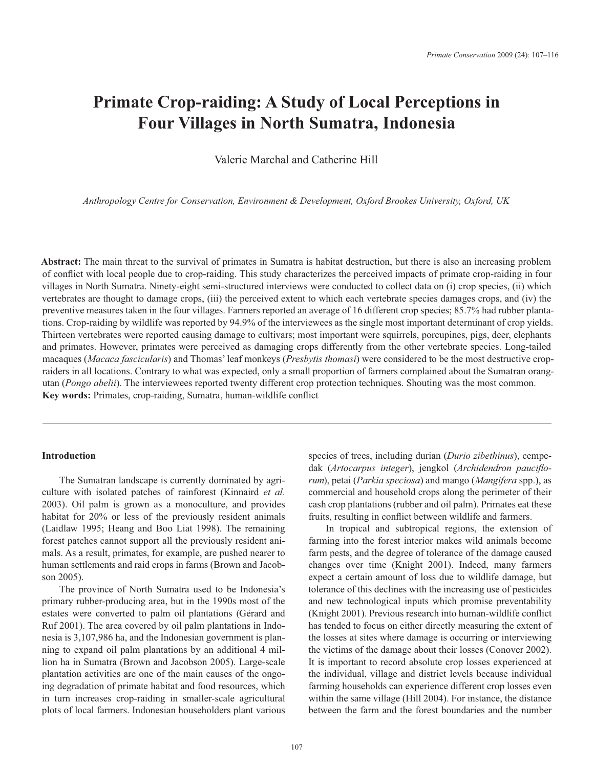# Primate Crop-raiding: A Study of Local Perceptions in Four Villages in North Sumatra, Indonesia

Valerie Marchal and Catherine Hill

*Anthropology Centre for Conservation, Environment & Development, Oxford Brookes University, Oxford, UK*

**Abstract:** The main threat to the survival of primates in Sumatra is habitat destruction, but there is also an increasing problem of conflict with local people due to crop-raiding. This study characterizes the perceived impacts of primate crop-raiding in four villages in North Sumatra. Ninety-eight semi-structured interviews were conducted to collect data on (i) crop species, (ii) which vertebrates are thought to damage crops, (iii) the perceived extent to which each vertebrate species damages crops, and (iv) the preventive measures taken in the four villages. Farmers reported an average of 16 different crop species; 85.7% had rubber plantations. Crop-raiding by wildlife was reported by 94.9% of the interviewees as the single most important determinant of crop yields. Thirteen vertebrates were reported causing damage to cultivars; most important were squirrels, porcupines, pigs, deer, elephants and primates. However, primates were perceived as damaging crops differently from the other vertebrate species. Long-tailed macaques (*Macaca fascicularis*) and Thomas' leaf monkeys (*Presbytis thomasi*) were considered to be the most destructive crop-raiders in all locations. Contrary to what was expected, only a small proportion of farmers complained about the Sumatran orangutan (*Pongo abelii*). The interviewees reported twenty different crop protection techniques. Shouting was the most common.

**Key words:** Primates, crop-raiding, Sumatra, human-wildlife conflict

## Introduction

The Sumatran landscape is currently dominated by agriculture with isolated patches of rainforest (Kinnaird *et al*. 2003). Oil palm is grown as a monoculture, and provides habitat for 20% or less of the previously resident animals (Laidlaw 1995; Heang and Boo Liat 1998). The remaining forest patches cannot support all the previously resident animals. As a result, primates, for example, are pushed nearer to human settlements and raid crops in farms (Brown and Jacobson 2005).

The province of North Sumatra used to be Indonesia's primary rubber-producing area, but in the 1990s most of the estates were converted to palm oil plantations (Gérard and Ruf 2001). The area covered by oil palm plantations in Indonesia is 3,107,986 ha, and the Indonesian government is planning to expand oil palm plantations by an additional 4 million ha in Sumatra (Brown and Jacobson 2005). Large-scale plantation activities are one of the main causes of the ongoing degradation of primate habitat and food resources, which in turn increases crop-raiding in smaller-scale agricultural plots of local farmers. Indonesian householders plant various species of trees, including durian (*Durio zibethinus*), cempedak (*Artocarpus integer*), jengkol (*Archidendron pauciflorum*), petai (*Parkia speciosa*) and mango (*Mangifera* spp.), as commercial and household crops along the perimeter of their cash crop plantations (rubber and oil palm). Primates eat these fruits, resulting in conflict between wildlife and farmers.

In tropical and subtropical regions, the extension of farming into the forest interior makes wild animals become farm pests, and the degree of tolerance of the damage caused changes over time (Knight 2001). Indeed, many farmers expect a certain amount of loss due to wildlife damage, but tolerance of this declines with the increasing use of pesticides and new technological inputs which promise preventability (Knight 2001). Previous research into human-wildlife conflict has tended to focus on either directly measuring the extent of the losses at sites where damage is occurring or interviewing the victims of the damage about their losses (Conover 2002). It is important to record absolute crop losses experienced at the individual, village and district levels because individual farming households can experience different crop losses even within the same village (Hill 2004). For instance, the distance between the farm and the forest boundaries and the number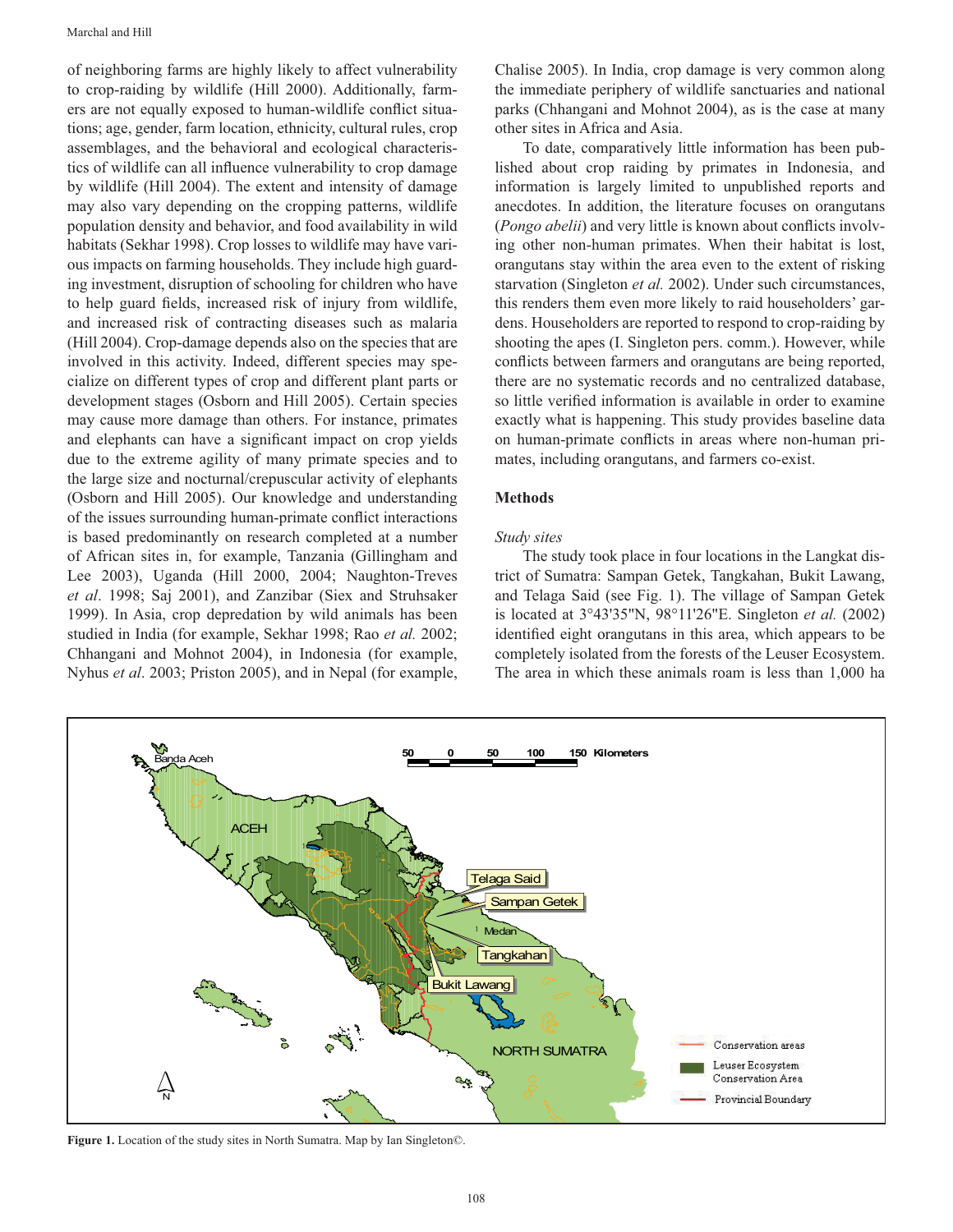of neighboring farms are highly likely to affect vulnerability to crop-raiding by wildlife (Hill 2000). Additionally, farmers are not equally exposed to human-wildlife conflict situations; age, gender, farm location, ethnicity, cultural rules, crop assemblages, and the behavioral and ecological characteristics of wildlife can all influence vulnerability to crop damage by wildlife (Hill 2004). The extent and intensity of damage may also vary depending on the cropping patterns, wildlife population density and behavior, and food availability in wild habitats (Sekhar 1998). Crop losses to wildlife may have various impacts on farming households. They include high guarding investment, disruption of schooling for children who have to help guard fields, increased risk of injury from wildlife, and increased risk of contracting diseases such as malaria (Hill 2004). Crop-damage depends also on the species that are involved in this activity. Indeed, different species may specialize on different types of crop and different plant parts or development stages (Osborn and Hill 2005). Certain species may cause more damage than others. For instance, primates and elephants can have a significant impact on crop yields due to the extreme agility of many primate species and to the large size and nocturnal/crepuscular activity of elephants (Osborn and Hill 2005). Our knowledge and understanding of the issues surrounding human-primate conflict interactions is based predominantly on research completed at a number of African sites in, for example, Tanzania (Gillingham and Lee 2003), Uganda (Hill 2000, 2004; Naughton-Treves *et al*. 1998; Saj 2001), and Zanzibar (Siex and Struhsaker 1999). In Asia, crop depredation by wild animals has been studied in India (for example, Sekhar 1998; Rao *et al.* 2002; Chhangani and Mohnot 2004), in Indonesia (for example, Nyhus *et al*. 2003; Priston 2005), and in Nepal (for example, Chalise 2005). In India, crop damage is very common along the immediate periphery of wildlife sanctuaries and national parks (Chhangani and Mohnot 2004), as is the case at many other sites in Africa and Asia.

To date, comparatively little information has been published about crop raiding by primates in Indonesia, and information is largely limited to unpublished reports and anecdotes. In addition, the literature focuses on orangutans (*Pongo abelii*) and very little is known about conflicts involving other non-human primates. When their habitat is lost, orangutans stay within the area even to the extent of risking starvation (Singleton *et al.* 2002). Under such circumstances, this renders them even more likely to raid householders' gardens. Householders are reported to respond to crop-raiding by shooting the apes (I. Singleton pers. comm.). However, while conflicts between farmers and orangutans are being reported, there are no systematic records and no centralized database, so little verified information is available in order to examine exactly what is happening. This study provides baseline data on human-primate conflicts in areas where non-human primates, including orangutans, and farmers co-exist.

## Methods

### *Study sites*

The study took place in four locations in the Langkat district of Sumatra: Sampan Getek, Tangkahan, Bukit Lawang, and Telaga Said (see Fig. 1). The village of Sampan Getek is located at 3°43'35"N, 98°11'26"E. Singleton *et al.* (2002) identified eight orangutans in this area, which appears to be completely isolated from the forests of the Leuser Ecosystem. The area in which these animals roam is less than 1,000 ha

**Figure 1.** Location of the study sites in North Sumatra. Map by Ian Singleton©.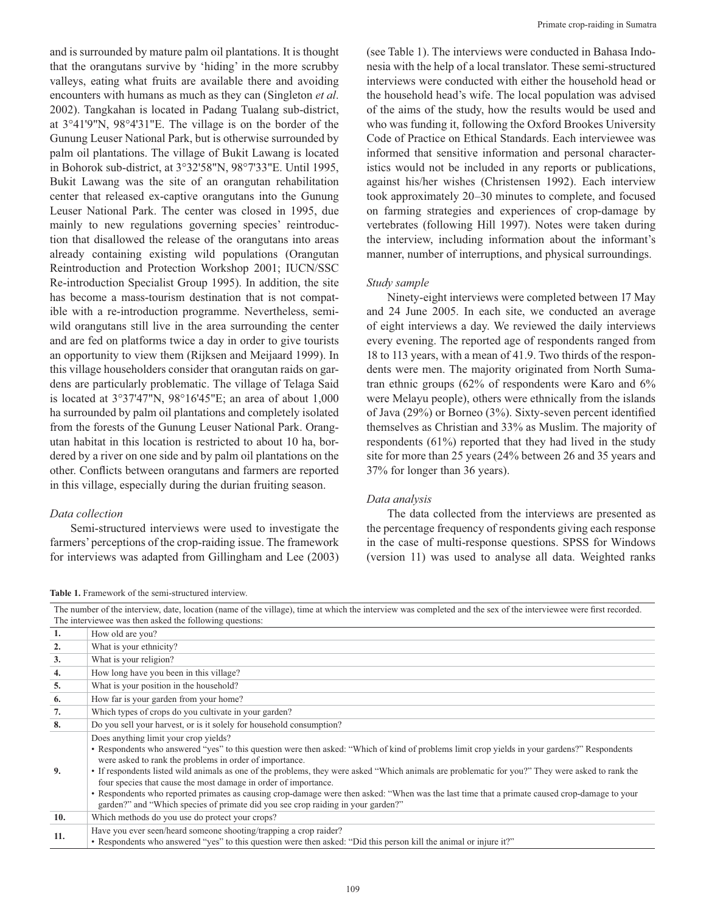and is surrounded by mature palm oil plantations. It is thought that the orangutans survive by 'hiding' in the more scrubby valleys, eating what fruits are available there and avoiding encounters with humans as much as they can (Singleton *et al*. 2002). Tangkahan is located in Padang Tualang sub-district, at 3°41'9"N, 98°4'31"E. The village is on the border of the Gunung Leuser National Park, but is otherwise surrounded by palm oil plantations. The village of Bukit Lawang is located in Bohorok sub-district, at 3°32'58"N, 98°7'33"E. Until 1995, Bukit Lawang was the site of an orangutan rehabilitation center that released ex-captive orangutans into the Gunung Leuser National Park. The center was closed in 1995, due mainly to new regulations governing species' reintroduction that disallowed the release of the orangutans into areas already containing existing wild populations (Orangutan Reintroduction and Protection Workshop 2001; IUCN/SSC Re-introduction Specialist Group 1995). In addition, the site has become a mass-tourism destination that is not compatible with a re-introduction programme. Nevertheless, semi-wild orangutans still live in the area surrounding the center and are fed on platforms twice a day in order to give tourists an opportunity to view them (Rijksen and Meijaard 1999). In this village householders consider that orangutan raids on gardens are particularly problematic. The village of Telaga Said is located at 3°37'47"N, 98°16'45"E; an area of about 1,000 ha surrounded by palm oil plantations and completely isolated from the forests of the Gunung Leuser National Park. Orangutan habitat in this location is restricted to about 10 ha, bordered by a river on one side and by palm oil plantations on the other. Conflicts between orangutans and farmers are reported in this village, especially during the durian fruiting season.

*Data collection*

Semi-structured interviews were used to investigate the farmers' perceptions of the crop-raiding issue. The framework for interviews was adapted from Gillingham and Lee (2003) (see Table 1). The interviews were conducted in Bahasa Indonesia with the help of a local translator. These semi-structured interviews were conducted with either the household head or the household head's wife. The local population was advised of the aims of the study, how the results would be used and who was funding it, following the Oxford Brookes University Code of Practice on Ethical Standards. Each interviewee was informed that sensitive information and personal characteristics would not be included in any reports or publications, against his/her wishes (Christensen 1992). Each interview took approximately 20–30 minutes to complete, and focused on farming strategies and experiences of crop-damage by vertebrates (following Hill 1997). Notes were taken during the interview, including information about the informant's manner, number of interruptions, and physical surroundings.

*Study sample*

Ninety-eight interviews were completed between 17 May and 24 June 2005. In each site, we conducted an average of eight interviews a day. We reviewed the daily interviews every evening. The reported age of respondents ranged from 18 to 113 years, with a mean of 41.9. Two thirds of the respondents were men. The majority originated from North Sumatran ethnic groups (62% of respondents were Karo and 6% were Melayu people), others were ethnically from the islands of Java (29%) or Borneo (3%). Sixty-seven percent identified themselves as Christian and 33% as Muslim. The majority of respondents (61%) reported that they had lived in the study site for more than 25 years (24% between 26 and 35 years and 37% for longer than 36 years).

*Data analysis*

The data collected from the interviews are presented as the percentage frequency of respondents giving each response in the case of multi-response questions. SPSS for Windows (version 11) was used to analyse all data. Weighted ranks

**Table 1.** Framework of the semi-structured interview.

| The number of the interview, date, location (name of the village), time at which the interview was completed and the sex of the interviewee were first recorded. The interviewee was then asked the following questions: | |
|---|---|
| **1.** | How old are you? |
| **2.** | What is your ethnicity? |
| **3.** | What is your religion? |
| **4.** | How long have you been in this village? |
| **5.** | What is your position in the household? |
| **6.** | How far is your garden from your home? |
| **7.** | Which types of crops do you cultivate in your garden? |
| **8.** | Do you sell your harvest, or is it solely for household consumption? |
| **9.** | Does anything limit your crop yields?<br>• Respondents who answered "yes" to this question were then asked: "Which of kind of problems limit crop yields in your gardens?" Respondents were asked to rank the problems in order of importance.<br>• If respondents listed wild animals as one of the problems, they were asked "Which animals are problematic for you?" They were asked to rank the four species that cause the most damage in order of importance.<br>• Respondents who reported primates as causing crop-damage were then asked: "When was the last time that a primate caused crop-damage to your garden?" and "Which species of primate did you see crop raiding in your garden?" |
| **10.** | Which methods do you use do protect your crops? |
| **11.** | Have you ever seen/heard someone shooting/trapping a crop raider?<br>• Respondents who answered "yes" to this question were then asked: "Did this person kill the animal or injure it?" |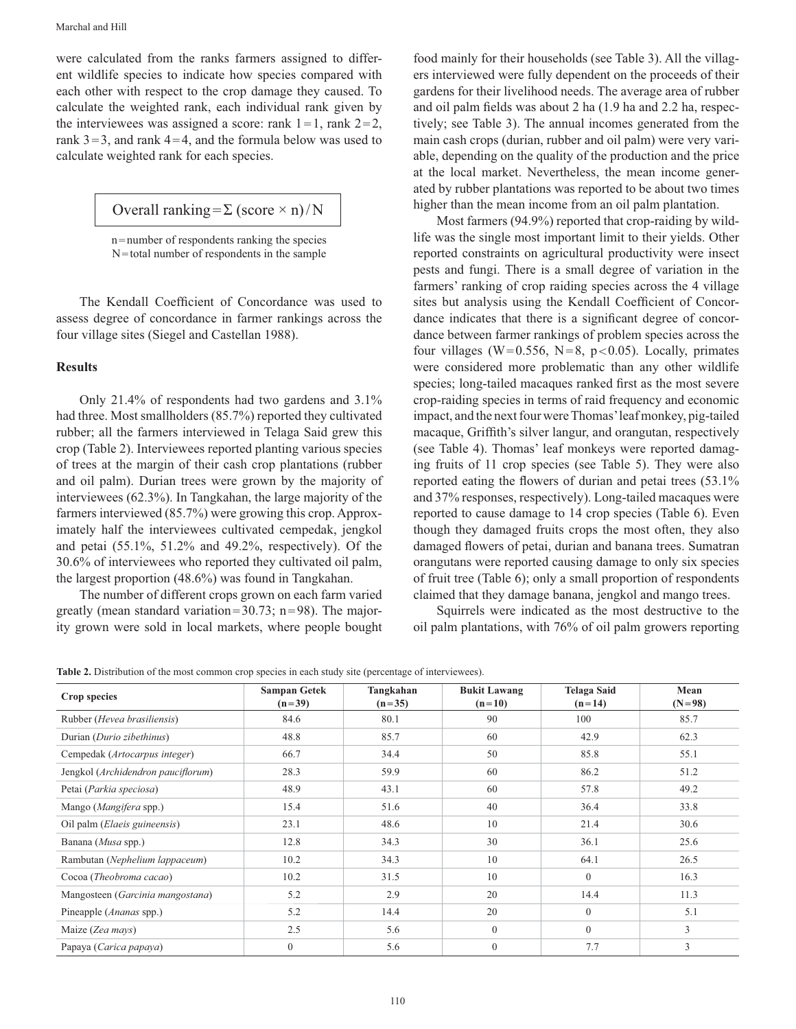were calculated from the ranks farmers assigned to different wildlife species to indicate how species compared with each other with respect to the crop damage they caused. To calculate the weighted rank, each individual rank given by the interviewees was assigned a score: rank 1 = 1, rank 2 = 2, rank 3 = 3, and rank 4 = 4, and the formula below was used to calculate weighted rank for each species.

$$\text{Overall ranking} = \Sigma\,(\text{score} \times n)/N$$

n = number of respondents ranking the species
N = total number of respondents in the sample

The Kendall Coefficient of Concordance was used to assess degree of concordance in farmer rankings across the four village sites (Siegel and Castellan 1988).

## Results

Only 21.4% of respondents had two gardens and 3.1% had three. Most smallholders (85.7%) reported they cultivated rubber; all the farmers interviewed in Telaga Said grew this crop (Table 2). Interviewees reported planting various species of trees at the margin of their cash crop plantations (rubber and oil palm). Durian trees were grown by the majority of interviewees (62.3%). In Tangkahan, the large majority of the farmers interviewed (85.7%) were growing this crop. Approximately half the interviewees cultivated cempedek, jengkol and petai (55.1%, 51.2% and 49.2%, respectively). Of the 30.6% of interviewees who reported they cultivated oil palm, the largest proportion (48.6%) was found in Tangkahan.

The number of different crops grown on each farm varied greatly (mean standard variation = 30.73; n = 98). The majority grown were sold in local markets, where people bought food mainly for their households (see Table 3). All the villagers interviewed were fully dependent on the proceeds of their gardens for their livelihood needs. The average area of rubber and oil palm fields was about 2 ha (1.9 ha and 2.2 ha, respectively; see Table 3). The annual incomes generated from the main cash crops (durian, rubber and oil palm) were very variable, depending on the quality of the production and the price at the local market. Nevertheless, the mean income generated by rubber plantations was reported to be about two times higher than the mean income from an oil palm plantation.

Most farmers (94.9%) reported that crop-raiding by wildlife was the single most important limit to their yields. Other reported constraints on agricultural productivity were insect pests and fungi. There is a small degree of variation in the farmers' ranking of crop raiding species across the 4 village sites but analysis using the Kendall Coefficient of Concordance indicates that there is a significant degree of concordance between farmer rankings of problem species across the four villages ($W = 0.556$, $N = 8$, $p < 0.05$). Locally, primates were considered more problematic than any other wildlife species; long-tailed macaques ranked first as the most severe crop-raiding species in terms of raid frequency and economic impact, and the next four were Thomas' leaf monkey, pig-tailed macaque, Griffith's silver langur, and orangutan, respectively (see Table 4). Thomas' leaf monkeys were reported damaging fruits of 11 crop species (see Table 5). They were also reported eating the flowers of durian and petai trees (53.1% and 37% responses, respectively). Long-tailed macaques were reported to cause damage to 14 crop species (Table 6). Even though they damaged fruits crops the most often, they also damaged flowers of petai, durian and banana trees. Sumatran orangutans were reported causing damage to only six species of fruit tree (Table 6); only a small proportion of respondents claimed that they damage banana, jengkol and mango trees.

Squirrels were indicated as the most destructive to the oil palm plantations, with 76% of oil palm growers reporting

**Table 2.** Distribution of the most common crop species in each study site (percentage of interviewees).

| Crop species | Sampan Getek (n = 39) | Tangkahan (n = 35) | Bukit Lawang (n = 10) | Telaga Said (n = 14) | Mean (N = 98) |
|---|---|---|---|---|---|
| Rubber (*Hevea brasiliensis*) | 84.6 | 80.1 | 90 | 100 | 85.7 |
| Durian (*Durio zibethinus*) | 48.8 | 85.7 | 60 | 42.9 | 62.3 |
| Cempedak (*Artocarpus integer*) | 66.7 | 34.4 | 50 | 85.8 | 55.1 |
| Jengkol (*Archidendron pauciflorum*) | 28.3 | 59.9 | 60 | 86.2 | 51.2 |
| Petai (*Parkia speciosa*) | 48.9 | 43.1 | 60 | 57.8 | 49.2 |
| Mango (*Mangifera* spp.) | 15.4 | 51.6 | 40 | 36.4 | 33.8 |
| Oil palm (*Elaeis guineensis*) | 23.1 | 48.6 | 10 | 21.4 | 30.6 |
| Banana (*Musa* spp.) | 12.8 | 34.3 | 30 | 36.1 | 25.6 |
| Rambutan (*Nephelium lappaceum*) | 10.2 | 34.3 | 10 | 64.1 | 26.5 |
| Cocoa (*Theobroma cacao*) | 10.2 | 31.5 | 10 | 0 | 16.3 |
| Mangosteen (*Garcinia mangostana*) | 5.2 | 2.9 | 20 | 14.4 | 11.3 |
| Pineapple (*Ananas* spp.) | 5.2 | 14.4 | 20 | 0 | 5.1 |
| Maize (*Zea mays*) | 2.5 | 5.6 | 0 | 0 | 3 |
| Papaya (*Carica papaya*) | 0 | 5.6 | 0 | 7.7 | 3 |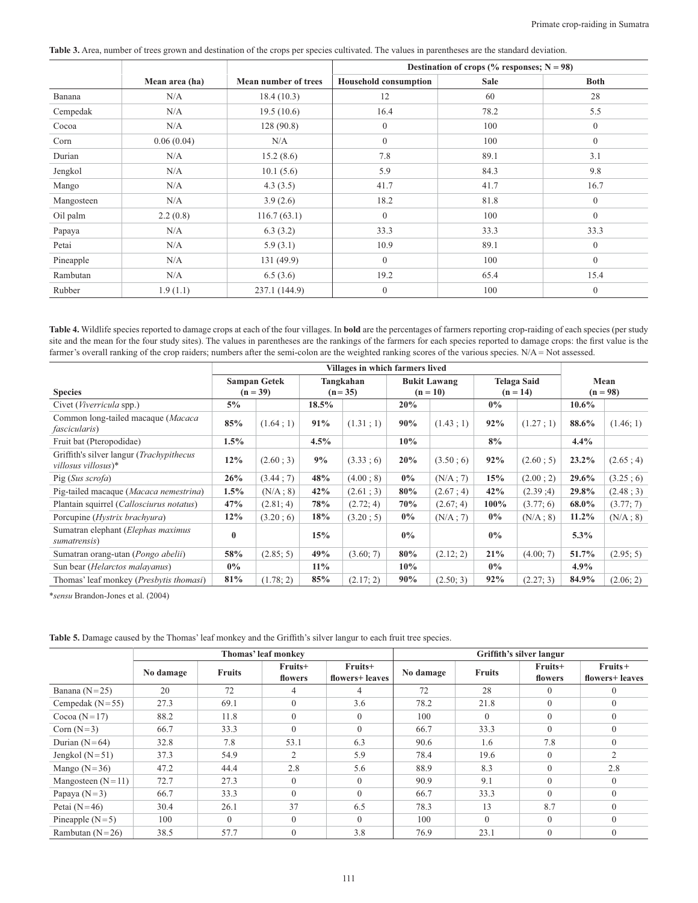**Table 3.** Area, number of trees grown and destination of the crops per species cultivated. The values in parentheses are the standard deviation.

| | Mean area (ha) | Mean number of trees | Destination of crops (% responses; N = 98) | | |
|---|---|---|---|---|---|
| | | | Household consumption | Sale | Both |
| Banana | N/A | 18.4 (10.3) | 12 | 60 | 28 |
| Cempedak | N/A | 19.5 (10.6) | 16.4 | 78.2 | 5.5 |
| Cocoa | N/A | 128 (90.8) | 0 | 100 | 0 |
| Corn | 0.06 (0.04) | N/A | 0 | 100 | 0 |
| Durian | N/A | 15.2 (8.6) | 7.8 | 89.1 | 3.1 |
| Jengkol | N/A | 10.1 (5.6) | 5.9 | 84.3 | 9.8 |
| Mango | N/A | 4.3 (3.5) | 41.7 | 41.7 | 16.7 |
| Mangosteen | N/A | 3.9 (2.6) | 18.2 | 81.8 | 0 |
| Oil palm | 2.2 (0.8) | 116.7 (63.1) | 0 | 100 | 0 |
| Papaya | N/A | 6.3 (3.2) | 33.3 | 33.3 | 33.3 |
| Petai | N/A | 5.9 (3.1) | 10.9 | 89.1 | 0 |
| Pineapple | N/A | 131 (49.9) | 0 | 100 | 0 |
| Rambutan | N/A | 6.5 (3.6) | 19.2 | 65.4 | 15.4 |
| Rubber | 1.9 (1.1) | 237.1 (144.9) | 0 | 100 | 0 |

**Table 4.** Wildlife species reported to damage crops at each of the four villages. In **bold** are the percentages of farmers reporting crop-raiding of each species (per study site and the mean for the four study sites). The values in parentheses are the rankings of the farmers for each species reported to damage crops: the first value is the farmer's overall ranking of the crop raiders; numbers after the semi-colon are the weighted ranking scores of the various species. N/A = Not assessed.

| | Villages in which farmers lived | | | | | | | | | |
|---|---|---|---|---|---|---|---|---|---|---|
| Species | Sampan Getek (n = 39) | | Tangkahan (n = 35) | | Bukit Lawang (n = 10) | | Telaga Said (n = 14) | | Mean (n = 98) | |
| Civet (*Viverricula* spp.) | **5%** | | **18.5%** | | **20%** | | **0%** | | **10.6%** | |
| Common long-tailed macaque (*Macaca fascicularis*) | **85%** | (1.64 ; 1) | **91%** | (1.31 ; 1) | **90%** | (1.43 ; 1) | **92%** | (1.27 ; 1) | **88.6%** | (1.46; 1) |
| Fruit bat (Pteropodidae) | **1.5%** | | **4.5%** | | **10%** | | **8%** | | **4.4%** | |
| Griffith's silver langur (*Trachypithecus villosus villosus*)* | **12%** | (2.60 ; 3) | **9%** | (3.33 ; 6) | **20%** | (3.50 ; 6) | **92%** | (2.60 ; 5) | **23.2%** | (2.65 ; 4) |
| Pig (*Sus scrofa*) | **26%** | (3.44 ; 7) | **48%** | (4.00 ; 8) | **0%** | (N/A ; 7) | **15%** | (2.00 ; 2) | **29.6%** | (3.25 ; 6) |
| Pig-tailed macaque (*Macaca nemestrina*) | **1.5%** | (N/A ; 8) | **42%** | (2.61 ; 3) | **80%** | (2.67 ; 4) | **42%** | (2.39 ;4) | **29.8%** | (2.48 ; 3) |
| Plantain squirrel (*Callosciurus notatus*) | **47%** | (2.81; 4) | **78%** | (2.72; 4) | **70%** | (2.67; 4) | **100%** | (3.77; 6) | **68.0%** | (3.77; 7) |
| Porcupine (*Hystrix brachyura*) | **12%** | (3.20 ; 6) | **18%** | (3.20 ; 5) | **0%** | (N/A ; 7) | **0%** | (N/A ; 8) | **11.2%** | (N/A ; 8) |
| Sumatran elephant (*Elephas maximus sumatrensis*) | **0** | | **15%** | | **0%** | | **0%** | | **5.3%** | |
| Sumatran orang-utan (*Pongo abelii*) | **58%** | (2.85; 5) | **49%** | (3.60; 7) | **80%** | (2.12; 2) | **21%** | (4.00; 7) | **51.7%** | (2.95; 5) |
| Sun bear (*Helarctos malayanus*) | **0%** | | **11%** | | **10%** | | **0%** | | **4.9%** | |
| Thomas' leaf monkey (*Presbytis thomasi*) | **81%** | (1.78; 2) | **85%** | (2.17; 2) | **90%** | (2.50; 3) | **92%** | (2.27; 3) | **84.9%** | (2.06; 2) |

**sensu* Brandon-Jones et al. (2004)

**Table 5.** Damage caused by the Thomas' leaf monkey and the Griffith's silver langur to each fruit tree species.

| | Thomas' leaf monkey | | | | Griffith's silver langur | | | |
|---|---|---|---|---|---|---|---|---|
| | No damage | Fruits | Fruits+ flowers | Fruits+ flowers+ leaves | No damage | Fruits | Fruits+ flowers | Fruits+ flowers+ leaves |
| Banana (N=25) | 20 | 72 | 4 | 4 | 72 | 28 | 0 | 0 |
| Cempedak (N=55) | 27.3 | 69.1 | 0 | 3.6 | 78.2 | 21.8 | 0 | 0 |
| Cocoa (N=17) | 88.2 | 11.8 | 0 | 0 | 100 | 0 | 0 | 0 |
| Corn (N=3) | 66.7 | 33.3 | 0 | 0 | 66.7 | 33.3 | 0 | 0 |
| Durian (N=64) | 32.8 | 7.8 | 53.1 | 6.3 | 90.6 | 1.6 | 7.8 | 0 |
| Jengkol (N=51) | 37.3 | 54.9 | 2 | 5.9 | 78.4 | 19.6 | 0 | 2 |
| Mango (N=36) | 47.2 | 44.4 | 2.8 | 5.6 | 88.9 | 8.3 | 0 | 2.8 |
| Mangosteen (N=11) | 72.7 | 27.3 | 0 | 0 | 90.9 | 9.1 | 0 | 0 |
| Papaya (N=3) | 66.7 | 33.3 | 0 | 0 | 66.7 | 33.3 | 0 | 0 |
| Petai (N=46) | 30.4 | 26.1 | 37 | 6.5 | 78.3 | 13 | 8.7 | 0 |
| Pineapple (N=5) | 100 | 0 | 0 | 0 | 100 | 0 | 0 | 0 |
| Rambutan (N=26) | 38.5 | 57.7 | 0 | 3.8 | 76.9 | 23.1 | 0 | 0 |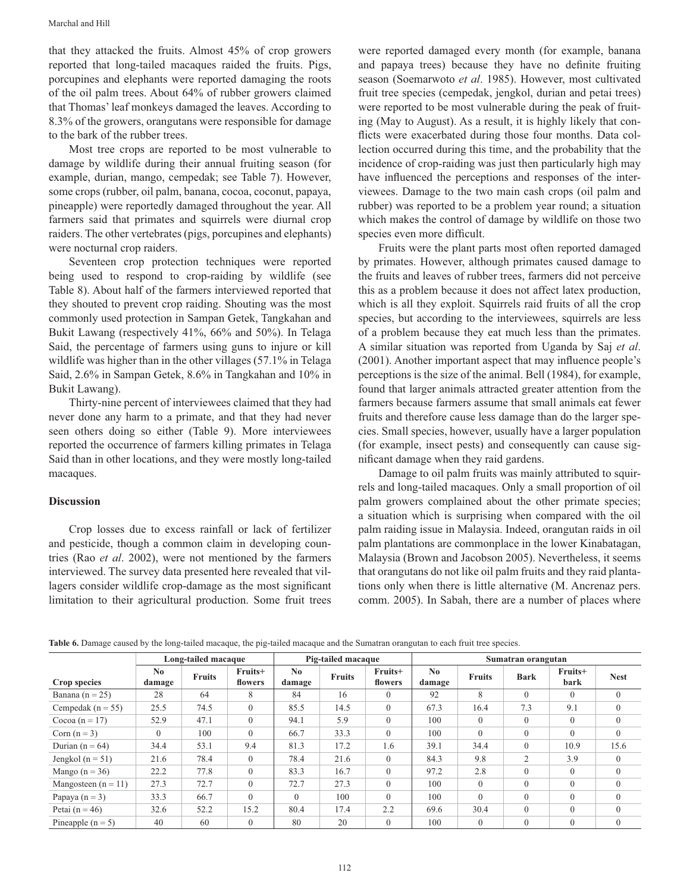that they attacked the fruits. Almost 45% of crop growers reported that long-tailed macaques raided the fruits. Pigs, porcupines and elephants were reported damaging the roots of the oil palm trees. About 64% of rubber growers claimed that Thomas' leaf monkeys damaged the leaves. According to 8.3% of the growers, orangutans were responsible for damage to the bark of the rubber trees.

Most tree crops are reported to be most vulnerable to damage by wildlife during their annual fruiting season (for example, durian, mango, cempedak; see Table 7). However, some crops (rubber, oil palm, banana, cocoa, coconut, papaya, pineapple) were reportedly damaged throughout the year. All farmers said that primates and squirrels were diurnal crop raiders. The other vertebrates (pigs, porcupines and elephants) were nocturnal crop raiders.

Seventeen crop protection techniques were reported being used to respond to crop-raiding by wildlife (see Table 8). About half of the farmers interviewed reported that they shouted to prevent crop raiding. Shouting was the most commonly used protection in Sampan Getek, Tangkahan and Bukit Lawang (respectively 41%, 66% and 50%). In Telaga Said, the percentage of farmers using guns to injure or kill wildlife was higher than in the other villages (57.1% in Telaga Said, 2.6% in Sampan Getek, 8.6% in Tangkahan and 10% in Bukit Lawang).

Thirty-nine percent of interviewees claimed that they had never done any harm to a primate, and that they had never seen others doing so either (Table 9). More interviewees reported the occurrence of farmers killing primates in Telaga Said than in other locations, and they were mostly long-tailed macaques.

## Discussion

Crop losses due to excess rainfall or lack of fertilizer and pesticide, though a common claim in developing countries (Rao *et al*. 2002), were not mentioned by the farmers interviewed. The survey data presented here revealed that villagers consider wildlife crop-damage as the most significant limitation to their agricultural production. Some fruit trees were reported damaged every month (for example, banana and papaya trees) because they have no definite fruiting season (Soemarwoto *et al*. 1985). However, most cultivated fruit tree species (cempedak, jengkol, durian and petai trees) were reported to be most vulnerable during the peak of fruiting (May to August). As a result, it is highly likely that conflicts were exacerbated during those four months. Data collection occurred during this time, and the probability that the incidence of crop-raiding was just then particularly high may have influenced the perceptions and responses of the interviewees. Damage to the two main cash crops (oil palm and rubber) was reported to be a problem year round; a situation which makes the control of damage by wildlife on those two species even more difficult.

Fruits were the plant parts most often reported damaged by primates. However, although primates caused damage to the fruits and leaves of rubber trees, farmers did not perceive this as a problem because it does not affect latex production, which is all they exploit. Squirrels raid fruits of all the crop species, but according to the interviewees, squirrels are less of a problem because they eat much less than the primates. A similar situation was reported from Uganda by Saj *et al*. (2001). Another important aspect that may influence people's perceptions is the size of the animal. Bell (1984), for example, found that larger animals attracted greater attention from the farmers because farmers assume that small animals eat fewer fruits and therefore cause less damage than do the larger species. Small species, however, usually have a larger population (for example, insect pests) and consequently can cause significant damage when they raid gardens.

Damage to oil palm fruits was mainly attributed to squirrels and long-tailed macaques. Only a small proportion of oil palm growers complained about the other primate species; a situation which is surprising when compared with the oil palm raiding issue in Malaysia. Indeed, orangutan raids in oil palm plantations are commonplace in the lower Kinabatagan, Malaysia (Brown and Jacobson 2005). Nevertheless, it seems that orangutans do not like oil palm fruits and they raid plantations only when there is little alternative (M. Ancrenaz pers. comm. 2005). In Sabah, there are a number of places where

**Table 6.** Damage caused by the long-tailed macaque, the pig-tailed macaque and the Sumatran orangutan to each fruit tree species.

| | Long-tailed macaque | | | Pig-tailed macaque | | | Sumatran orangutan | | | | |
|---|---|---|---|---|---|---|---|---|---|---|---|
| **Crop species** | **No damage** | **Fruits** | **Fruits+ flowers** | **No damage** | **Fruits** | **Fruits+ flowers** | **No damage** | **Fruits** | **Bark** | **Fruits+ bark** | **Nest** |
| Banana (n = 25) | 28 | 64 | 8 | 84 | 16 | 0 | 92 | 8 | 0 | 0 | 0 |
| Cempedak (n = 55) | 25.5 | 74.5 | 0 | 85.5 | 14.5 | 0 | 67.3 | 16.4 | 7.3 | 9.1 | 0 |
| Cocoa (n = 17) | 52.9 | 47.1 | 0 | 94.1 | 5.9 | 0 | 100 | 0 | 0 | 0 | 0 |
| Corn (n = 3) | 0 | 100 | 0 | 66.7 | 33.3 | 0 | 100 | 0 | 0 | 0 | 0 |
| Durian (n = 64) | 34.4 | 53.1 | 9.4 | 81.3 | 17.2 | 1.6 | 39.1 | 34.4 | 0 | 10.9 | 15.6 |
| Jengkol (n = 51) | 21.6 | 78.4 | 0 | 78.4 | 21.6 | 0 | 84.3 | 9.8 | 2 | 3.9 | 0 |
| Mango (n = 36) | 22.2 | 77.8 | 0 | 83.3 | 16.7 | 0 | 97.2 | 2.8 | 0 | 0 | 0 |
| Mangosteen (n = 11) | 27.3 | 72.7 | 0 | 72.7 | 27.3 | 0 | 100 | 0 | 0 | 0 | 0 |
| Papaya (n = 3) | 33.3 | 66.7 | 0 | 0 | 100 | 0 | 100 | 0 | 0 | 0 | 0 |
| Petai (n = 46) | 32.6 | 52.2 | 15.2 | 80.4 | 17.4 | 2.2 | 69.6 | 30.4 | 0 | 0 | 0 |
| Pineapple (n = 5) | 40 | 60 | 0 | 80 | 20 | 0 | 100 | 0 | 0 | 0 | 0 |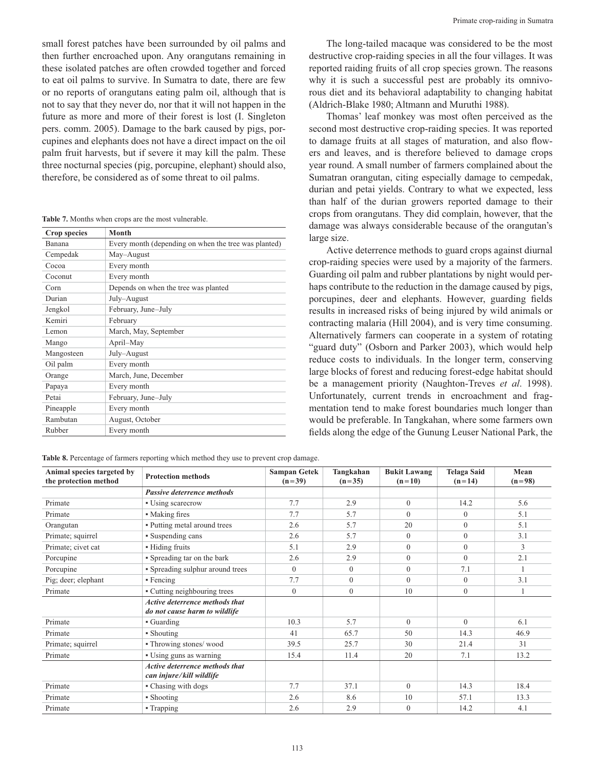small forest patches have been surrounded by oil palms and then further encroached upon. Any orangutans remaining in these isolated patches are often crowded together and forced to eat oil palms to survive. In Sumatra to date, there are few or no reports of orangutans eating palm oil, although that is not to say that they never do, nor that it will not happen in the future as more and more of their forest is lost (I. Singleton pers. comm. 2005). Damage to the bark caused by pigs, porcupines and elephants does not have a direct impact on the oil palm fruit harvests, but if severe it may kill the palm. These three nocturnal species (pig, porcupine, elephant) should also, therefore, be considered as of some threat to oil palms.

**Table 7.** Months when crops are the most vulnerable.

| Crop species | Month |
|---|---|
| Banana | Every month (depending on when the tree was planted) |
| Cempedak | May–August |
| Cocoa | Every month |
| Coconut | Every month |
| Corn | Depends on when the tree was planted |
| Durian | July–August |
| Jengkol | February, June–July |
| Kemiri | February |
| Lemon | March, May, September |
| Mango | April–May |
| Mangosteen | July–August |
| Oil palm | Every month |
| Orange | March, June, December |
| Papaya | Every month |
| Petai | February, June–July |
| Pineapple | Every month |
| Rambutan | August, October |
| Rubber | Every month |

The long-tailed macaque was considered to be the most destructive crop-raiding species in all the four villages. It was reported raiding fruits of all crop species grown. The reasons why it is such a successful pest are probably its omnivorous diet and its behavioral adaptability to changing habitat (Aldrich-Blake 1980; Altmann and Muruthi 1988).

Thomas' leaf monkey was most often perceived as the second most destructive crop-raiding species. It was reported to damage fruits at all stages of maturation, and also flowers and leaves, and is therefore believed to damage crops year round. A small number of farmers complained about the Sumatran orangutan, citing especially damage to cempedak, durian and petai yields. Contrary to what we expected, less than half of the durian growers reported damage to their crops from orangutans. They did complain, however, that the damage was always considerable because of the orangutan's large size.

Active deterrence methods to guard crops against diurnal crop-raiding species were used by a majority of the farmers. Guarding oil palm and rubber plantations by night would perhaps contribute to the reduction in the damage caused by pigs, porcupines, deer and elephants. However, guarding fields results in increased risks of being injured by wild animals or contracting malaria (Hill 2004), and is very time consuming. Alternatively farmers can cooperate in a system of rotating "guard duty" (Osborn and Parker 2003), which would help reduce costs to individuals. In the longer term, conserving large blocks of forest and reducing forest-edge habitat should be a management priority (Naughton-Treves *et al.* 1998). Unfortunately, current trends in encroachment and fragmentation tend to make forest boundaries much longer than would be preferable. In Tangkahan, where some farmers own fields along the edge of the Gunung Leuser National Park, the

**Table 8.** Percentage of farmers reporting which method they use to prevent crop damage.

| Animal species targeted by the protection method | Protection methods | Sampan Getek (n=39) | Tangkahan (n=35) | Bukit Lawang (n=10) | Telaga Said (n=14) | Mean (n=98) |
|---|---|---|---|---|---|---|
| | ***Passive deterrence methods*** | | | | | |
| Primate | ▪ Using scarecrow | 7.7 | 2.9 | 0 | 14.2 | 5.6 |
| Primate | ▪ Making fires | 7.7 | 5.7 | 0 | 0 | 5.1 |
| Orangutan | ▪ Putting metal around trees | 2.6 | 5.7 | 20 | 0 | 5.1 |
| Primate; squirrel | ▪ Suspending cans | 2.6 | 5.7 | 0 | 0 | 3.1 |
| Primate; civet cat | ▪ Hiding fruits | 5.1 | 2.9 | 0 | 0 | 3 |
| Porcupine | ▪ Spreading tar on the bark | 2.6 | 2.9 | 0 | 0 | 2.1 |
| Porcupine | ▪ Spreading sulphur around trees | 0 | 0 | 0 | 7.1 | 1 |
| Pig; deer; elephant | ▪ Fencing | 7.7 | 0 | 0 | 0 | 3.1 |
| Primate | ▪ Cutting neighbouring trees | 0 | 0 | 10 | 0 | 1 |
| | ***Active deterrence methods that do not cause harm to wildlife*** | | | | | |
| Primate | ▪ Guarding | 10.3 | 5.7 | 0 | 0 | 6.1 |
| Primate | ▪ Shouting | 41 | 65.7 | 50 | 14.3 | 46.9 |
| Primate; squirrel | ▪ Throwing stones/ wood | 39.5 | 25.7 | 30 | 21.4 | 31 |
| Primate | ▪ Using guns as warning | 15.4 | 11.4 | 20 | 7.1 | 13.2 |
| | ***Active deterrence methods that can injure/kill wildlife*** | | | | | |
| Primate | ▪ Chasing with dogs | 7.7 | 37.1 | 0 | 14.3 | 18.4 |
| Primate | ▪ Shooting | 2.6 | 8.6 | 10 | 57.1 | 13.3 |
| Primate | ▪ Trapping | 2.6 | 2.9 | 0 | 14.2 | 4.1 |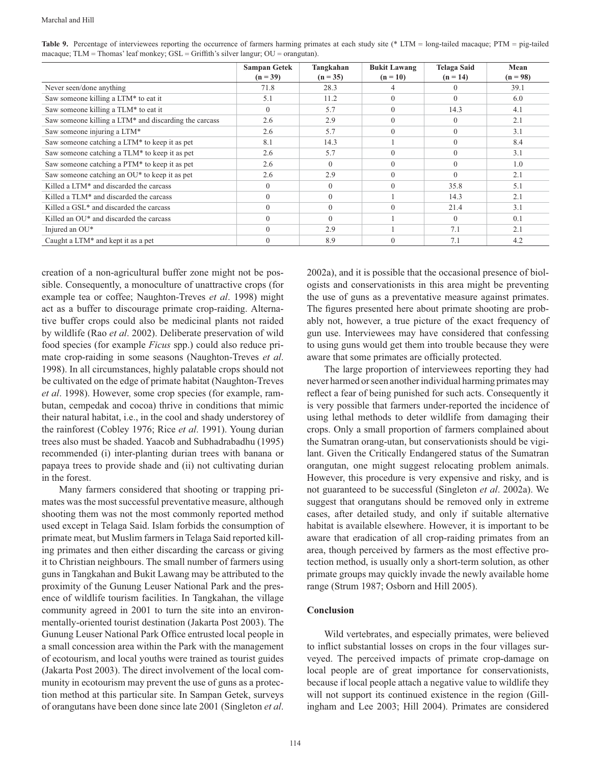**Table 9.** Percentage of interviewees reporting the occurrence of farmers harming primates at each study site (* LTM = long-tailed macaque; PTM = pig-tailed macaque; TLM = Thomas' leaf monkey; GSL = Griffith's silver langur; OU = orangutan).

| | Sampan Getek (n = 39) | Tangkahan (n = 35) | Bukit Lawang (n = 10) | Telaga Said (n = 14) | Mean (n = 98) |
|---|---|---|---|---|---|
| Never seen/done anything | 71.8 | 28.3 | 4 | 0 | 39.1 |
| Saw someone killing a LTM* to eat it | 5.1 | 11.2 | 0 | 0 | 6.0 |
| Saw someone killing a TLM* to eat it | 0 | 5.7 | 0 | 14.3 | 4.1 |
| Saw someone killing a LTM* and discarding the carcass | 2.6 | 2.9 | 0 | 0 | 2.1 |
| Saw someone injuring a LTM* | 2.6 | 5.7 | 0 | 0 | 3.1 |
| Saw someone catching a LTM* to keep it as pet | 8.1 | 14.3 | 1 | 0 | 8.4 |
| Saw someone catching a TLM* to keep it as pet | 2.6 | 5.7 | 0 | 0 | 3.1 |
| Saw someone catching a PTM* to keep it as pet | 2.6 | 0 | 0 | 0 | 1.0 |
| Saw someone catching an OU* to keep it as pet | 2.6 | 2.9 | 0 | 0 | 2.1 |
| Killed a LTM* and discarded the carcass | 0 | 0 | 0 | 35.8 | 5.1 |
| Killed a TLM* and discarded the carcass | 0 | 0 | 1 | 14.3 | 2.1 |
| Killed a GSL* and discarded the carcass | 0 | 0 | 0 | 21.4 | 3.1 |
| Killed an OU* and discarded the carcass | 0 | 0 | 1 | 0 | 0.1 |
| Injured an OU* | 0 | 2.9 | 1 | 7.1 | 2.1 |
| Caught a LTM* and kept it as a pet | 0 | 8.9 | 0 | 7.1 | 4.2 |

creation of a non-agricultural buffer zone might not be possible. Consequently, a monoculture of unattractive crops (for example tea or coffee; Naughton-Treves *et al*. 1998) might act as a buffer to discourage primate crop-raiding. Alternative buffer crops could also be medicinal plants not raided by wildlife (Rao *et al*. 2002). Deliberate preservation of wild food species (for example *Ficus* spp.) could also reduce primate crop-raiding in some seasons (Naughton-Treves *et al*. 1998). In all circumstances, highly palatable crops should not be cultivated on the edge of primate habitat (Naughton-Treves *et al*. 1998). However, some crop species (for example, rambutan, cempedak and cocoa) thrive in conditions that mimic their natural habitat, i.e., in the cool and shady understorey of the rainforest (Cobley 1976; Rice *et al*. 1991). Young durian trees also must be shaded. Yaacob and Subhadrabadhu (1995) recommended (i) inter-planting durian trees with banana or papaya trees to provide shade and (ii) not cultivating durian in the forest.

Many farmers considered that shooting or trapping primates was the most successful preventative measure, although shooting them was not the most commonly reported method used except in Telaga Said. Islam forbids the consumption of primate meat, but Muslim farmers in Telaga Said reported killing primates and then either discarding the carcass or giving it to Christian neighbours. The small number of farmers using guns in Tangkahan and Bukit Lawang may be attributed to the proximity of the Gunung Leuser National Park and the presence of wildlife tourism facilities. In Tangkahan, the village community agreed in 2001 to turn the site into an environmentally-oriented tourist destination (Jakarta Post 2003). The Gunung Leuser National Park Office entrusted local people in a small concession area within the Park with the management of ecotourism, and local youths were trained as tourist guides (Jakarta Post 2003). The direct involvement of the local community in ecotourism may prevent the use of guns as a protection method at this particular site. In Sampan Getek, surveys of orangutans have been done since late 2001 (Singleton *et al*. 2002a), and it is possible that the occasional presence of biologists and conservationists in this area might be preventing the use of guns as a preventative measure against primates. The figures presented here about primate shooting are probably not, however, a true picture of the exact frequency of gun use. Interviewees may have considered that confessing to using guns would get them into trouble because they were aware that some primates are officially protected.

The large proportion of interviewees reporting they had never harmed or seen another individual harming primates may reflect a fear of being punished for such acts. Consequently it is very possible that farmers under-reported the incidence of using lethal methods to deter wildlife from damaging their crops. Only a small proportion of farmers complained about the Sumatran orang-utan, but conservationists should be vigilant. Given the Critically Endangered status of the Sumatran orangutan, one might suggest relocating problem animals. However, this procedure is very expensive and risky, and is not guaranteed to be successful (Singleton *et al*. 2002a). We suggest that orangutans should be removed only in extreme cases, after detailed study, and only if suitable alternative habitat is available elsewhere. However, it is important to be aware that eradication of all crop-raiding primates from an area, though perceived by farmers as the most effective protection method, is usually only a short-term solution, as other primate groups may quickly invade the newly available home range (Strum 1987; Osborn and Hill 2005).

## Conclusion

Wild vertebrates, and especially primates, were believed to inflict substantial losses on crops in the four villages surveyed. The perceived impacts of primate crop-damage on local people are of great importance for conservationists, because if local people attach a negative value to wildlife they will not support its continued existence in the region (Gillingham and Lee 2003; Hill 2004). Primates are considered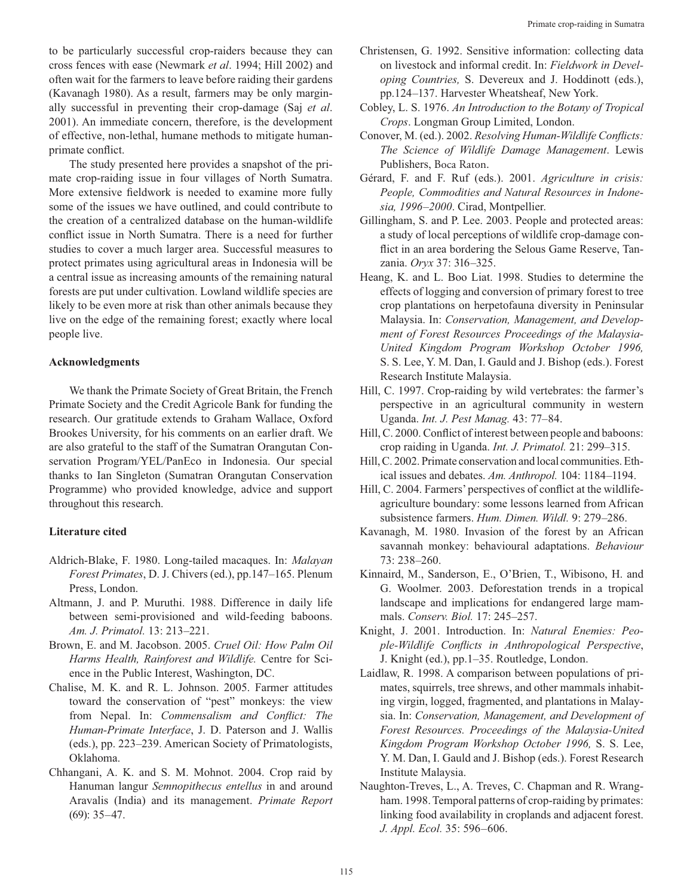to be particularly successful crop-raiders because they can cross fences with ease (Newmark *et al*. 1994; Hill 2002) and often wait for the farmers to leave before raiding their gardens (Kavanagh 1980). As a result, farmers may be only marginally successful in preventing their crop-damage (Saj *et al*. 2001). An immediate concern, therefore, is the development of effective, non-lethal, humane methods to mitigate human-primate conflict.

The study presented here provides a snapshot of the primate crop-raiding issue in four villages of North Sumatra. More extensive fieldwork is needed to examine more fully some of the issues we have outlined, and could contribute to the creation of a centralized database on the human-wildlife conflict issue in North Sumatra. There is a need for further studies to cover a much larger area. Successful measures to protect primates using agricultural areas in Indonesia will be a central issue as increasing amounts of the remaining natural forests are put under cultivation. Lowland wildlife species are likely to be even more at risk than other animals because they live on the edge of the remaining forest; exactly where local people live.

### Acknowledgments

We thank the Primate Society of Great Britain, the French Primate Society and the Credit Agricole Bank for funding the research. Our gratitude extends to Graham Wallace, Oxford Brookes University, for his comments on an earlier draft. We are also grateful to the staff of the Sumatran Orangutan Conservation Program/YEL/PanEco in Indonesia. Our special thanks to Ian Singleton (Sumatran Orangutan Conservation Programme) who provided knowledge, advice and support throughout this research.

### Literature cited

Aldrich-Blake, F. 1980. Long-tailed macaques. In: *Malayan Forest Primates*, D. J. Chivers (ed.), pp.147–165. Plenum Press, London.

Altmann, J. and P. Muruthi. 1988. Difference in daily life between semi-provisioned and wild-feeding baboons. *Am. J. Primatol.* 13: 213–221.

Brown, E. and M. Jacobson. 2005. *Cruel Oil: How Palm Oil Harms Health, Rainforest and Wildlife.* Centre for Science in the Public Interest, Washington, DC.

Chalise, M. K. and R. L. Johnson. 2005. Farmer attitudes toward the conservation of "pest" monkeys: the view from Nepal. In: *Commensalism and Conflict: The Human-Primate Interface*, J. D. Paterson and J. Wallis (eds.), pp. 223–239. American Society of Primatologists, Oklahoma.

Chhangani, A. K. and S. M. Mohnot. 2004. Crop raid by Hanuman langur *Semnopithecus entellus* in and around Aravalis (India) and its management. *Primate Report* (69): 35–47.

Christensen, G. 1992. Sensitive information: collecting data on livestock and informal credit. In: *Fieldwork in Developing Countries,* S. Devereux and J. Hoddinott (eds.), pp.124–137. Harvester Wheatsheaf, New York.

Cobley, L. S. 1976. *An Introduction to the Botany of Tropical Crops*. Longman Group Limited, London.

Conover, M. (ed.). 2002. *Resolving Human-Wildlife Conflicts: The Science of Wildlife Damage Management*. Lewis Publishers, Boca Raton.

Gérard, F. and F. Ruf (eds.). 2001. *Agriculture in crisis: People, Commodities and Natural Resources in Indonesia, 1996–2000*. Cirad, Montpellier.

Gillingham, S. and P. Lee. 2003. People and protected areas: a study of local perceptions of wildlife crop-damage conflict in an area bordering the Selous Game Reserve, Tanzania. *Oryx* 37: 316–325.

Heang, K. and L. Boo Liat. 1998. Studies to determine the effects of logging and conversion of primary forest to tree crop plantations on herpetofauna diversity in Peninsular Malaysia. In: *Conservation, Management, and Development of Forest Resources Proceedings of the Malaysia-United Kingdom Program Workshop October 1996,* S. S. Lee, Y. M. Dan, I. Gauld and J. Bishop (eds.). Forest Research Institute Malaysia.

Hill, C. 1997. Crop-raiding by wild vertebrates: the farmer's perspective in an agricultural community in western Uganda. *Int. J. Pest Manag.* 43: 77–84.

Hill, C. 2000. Conflict of interest between people and baboons: crop raiding in Uganda. *Int. J. Primatol.* 21: 299–315.

Hill, C. 2002. Primate conservation and local communities. Ethical issues and debates. *Am. Anthropol.* 104: 1184–1194.

Hill, C. 2004. Farmers' perspectives of conflict at the wildlife-agriculture boundary: some lessons learned from African subsistence farmers. *Hum. Dimen. Wildl.* 9: 279–286.

Kavanagh, M. 1980. Invasion of the forest by an African savannah monkey: behavioural adaptations. *Behaviour* 73: 238–260.

Kinnaird, M., Sanderson, E., O'Brien, T., Wibisono, H. and G. Woolmer. 2003. Deforestation trends in a tropical landscape and implications for endangered large mammals. *Conserv. Biol.* 17: 245–257.

Knight, J. 2001. Introduction. In: *Natural Enemies: People-Wildlife Conflicts in Anthropological Perspective*, J. Knight (ed.), pp.1–35. Routledge, London.

Laidlaw, R. 1998. A comparison between populations of primates, squirrels, tree shrews, and other mammals inhabiting virgin, logged, fragmented, and plantations in Malaysia. In: *Conservation, Management, and Development of Forest Resources. Proceedings of the Malaysia-United Kingdom Program Workshop October 1996,* S. S. Lee, Y. M. Dan, I. Gauld and J. Bishop (eds.). Forest Research Institute Malaysia.

Naughton-Treves, L., A. Treves, C. Chapman and R. Wrangham. 1998. Temporal patterns of crop-raiding by primates: linking food availability in croplands and adjacent forest. *J. Appl. Ecol.* 35: 596–606.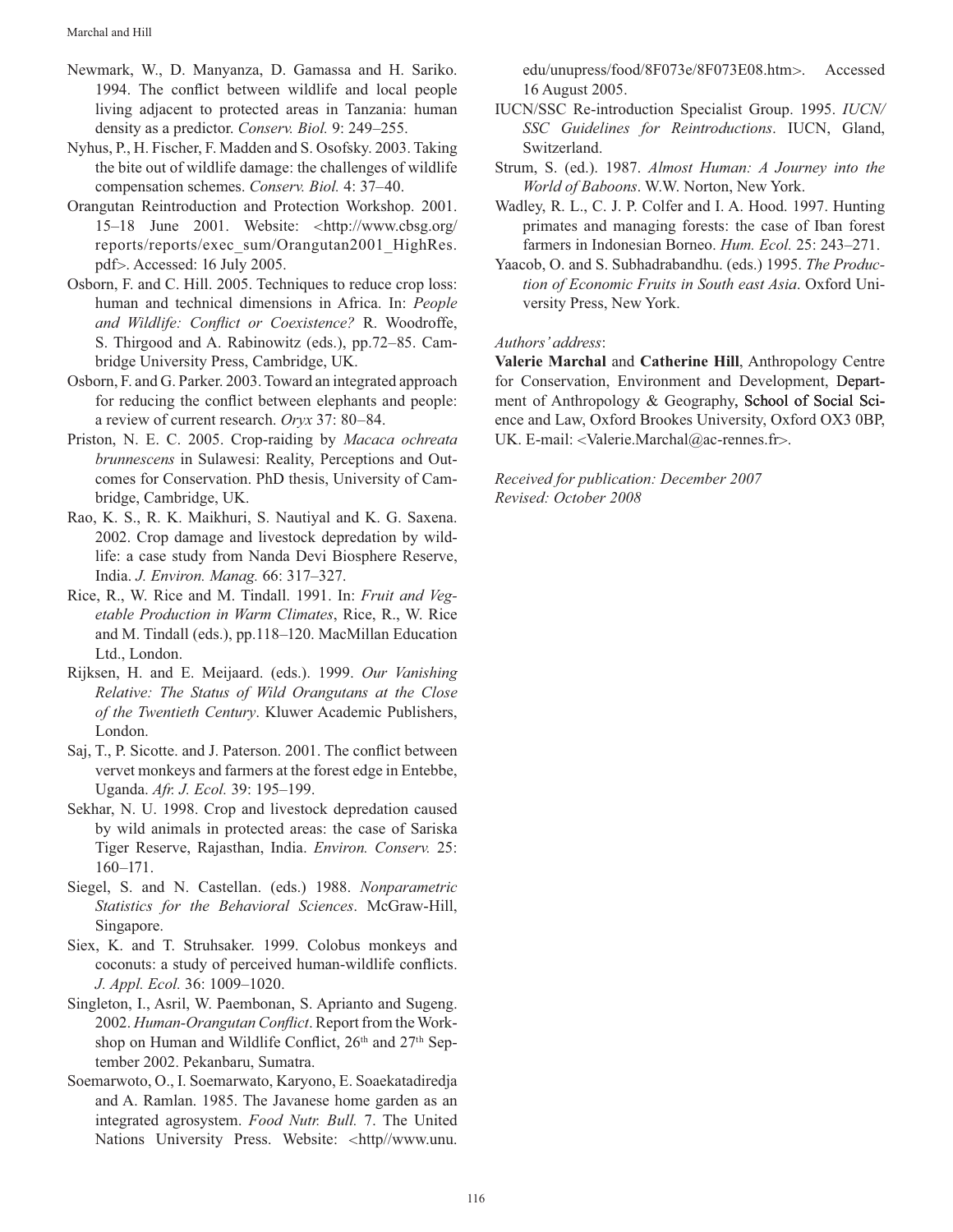Newmark, W., D. Manyanza, D. Gamassa and H. Sariko. 1994. The conflict between wildlife and local people living adjacent to protected areas in Tanzania: human density as a predictor. *Conserv. Biol.* 9: 249–255.

Nyhus, P., H. Fischer, F. Madden and S. Osofsky. 2003. Taking the bite out of wildlife damage: the challenges of wildlife compensation schemes. *Conserv. Biol.* 4: 37–40.

Orangutan Reintroduction and Protection Workshop. 2001. 15–18 June 2001. Website: <http://www.cbsg.org/reports/reports/exec_sum/Orangutan2001_HighRes.pdf>. Accessed: 16 July 2005.

Osborn, F. and C. Hill. 2005. Techniques to reduce crop loss: human and technical dimensions in Africa. In: *People and Wildlife: Conflict or Coexistence?* R. Woodroffe, S. Thirgood and A. Rabinowitz (eds.), pp.72–85. Cambridge University Press, Cambridge, UK.

Osborn, F. and G. Parker. 2003. Toward an integrated approach for reducing the conflict between elephants and people: a review of current research. *Oryx* 37: 80–84.

Priston, N. E. C. 2005. Crop-raiding by *Macaca ochreata brunnescens* in Sulawesi: Reality, Perceptions and Outcomes for Conservation. PhD thesis, University of Cambridge, Cambridge, UK.

Rao, K. S., R. K. Maikhuri, S. Nautiyal and K. G. Saxena. 2002. Crop damage and livestock depredation by wildlife: a case study from Nanda Devi Biosphere Reserve, India. *J. Environ. Manag.* 66: 317–327.

Rice, R., W. Rice and M. Tindall. 1991. In: *Fruit and Vegetable Production in Warm Climates*, Rice, R., W. Rice and M. Tindall (eds.), pp.118–120. MacMillan Education Ltd., London.

Rijksen, H. and E. Meijaard. (eds.). 1999. *Our Vanishing Relative: The Status of Wild Orangutans at the Close of the Twentieth Century*. Kluwer Academic Publishers, London.

Saj, T., P. Sicotte. and J. Paterson. 2001. The conflict between vervet monkeys and farmers at the forest edge in Entebbe, Uganda. *Afr. J. Ecol.* 39: 195–199.

Sekhar, N. U. 1998. Crop and livestock depredation caused by wild animals in protected areas: the case of Sariska Tiger Reserve, Rajasthan, India. *Environ. Conserv.* 25: 160–171.

Siegel, S. and N. Castellan. (eds.) 1988. *Nonparametric Statistics for the Behavioral Sciences*. McGraw-Hill, Singapore.

Siex, K. and T. Struhsaker. 1999. Colobus monkeys and coconuts: a study of perceived human-wildlife conflicts. *J. Appl. Ecol.* 36: 1009–1020.

Singleton, I., Asril, W. Paembonan, S. Aprianto and Sugeng. 2002. *Human-Orangutan Conflict*. Report from the Workshop on Human and Wildlife Conflict, 26th and 27th September 2002. Pekanbaru, Sumatra.

Soemarwoto, O., I. Soemarwato, Karyono, E. Soaekatadiredja and A. Ramlan. 1985. The Javanese home garden as an integrated agrosystem. *Food Nutr. Bull.* 7. The United Nations University Press. Website: <http//www.unu.edu/unupress/food/8F073e/8F073E08.htm>. Accessed 16 August 2005.

IUCN/SSC Re-introduction Specialist Group. 1995. *IUCN/SSC Guidelines for Reintroductions*. IUCN, Gland, Switzerland.

Strum, S. (ed.). 1987. *Almost Human: A Journey into the World of Baboons*. W.W. Norton, New York.

Wadley, R. L., C. J. P. Colfer and I. A. Hood. 1997. Hunting primates and managing forests: the case of Iban forest farmers in Indonesian Borneo. *Hum. Ecol.* 25: 243–271.

Yaacob, O. and S. Subhadrabandhu. (eds.) 1995. *The Production of Economic Fruits in South east Asia*. Oxford University Press, New York.

*Authors' address*:
**Valerie Marchal** and **Catherine Hill**, Anthropology Centre for Conservation, Environment and Development, Department of Anthropology & Geography, School of Social Science and Law, Oxford Brookes University, Oxford OX3 0BP, UK. E-mail: <Valerie.Marchal@ac-rennes.fr>.

*Received for publication: December 2007*
*Revised: October 2008*